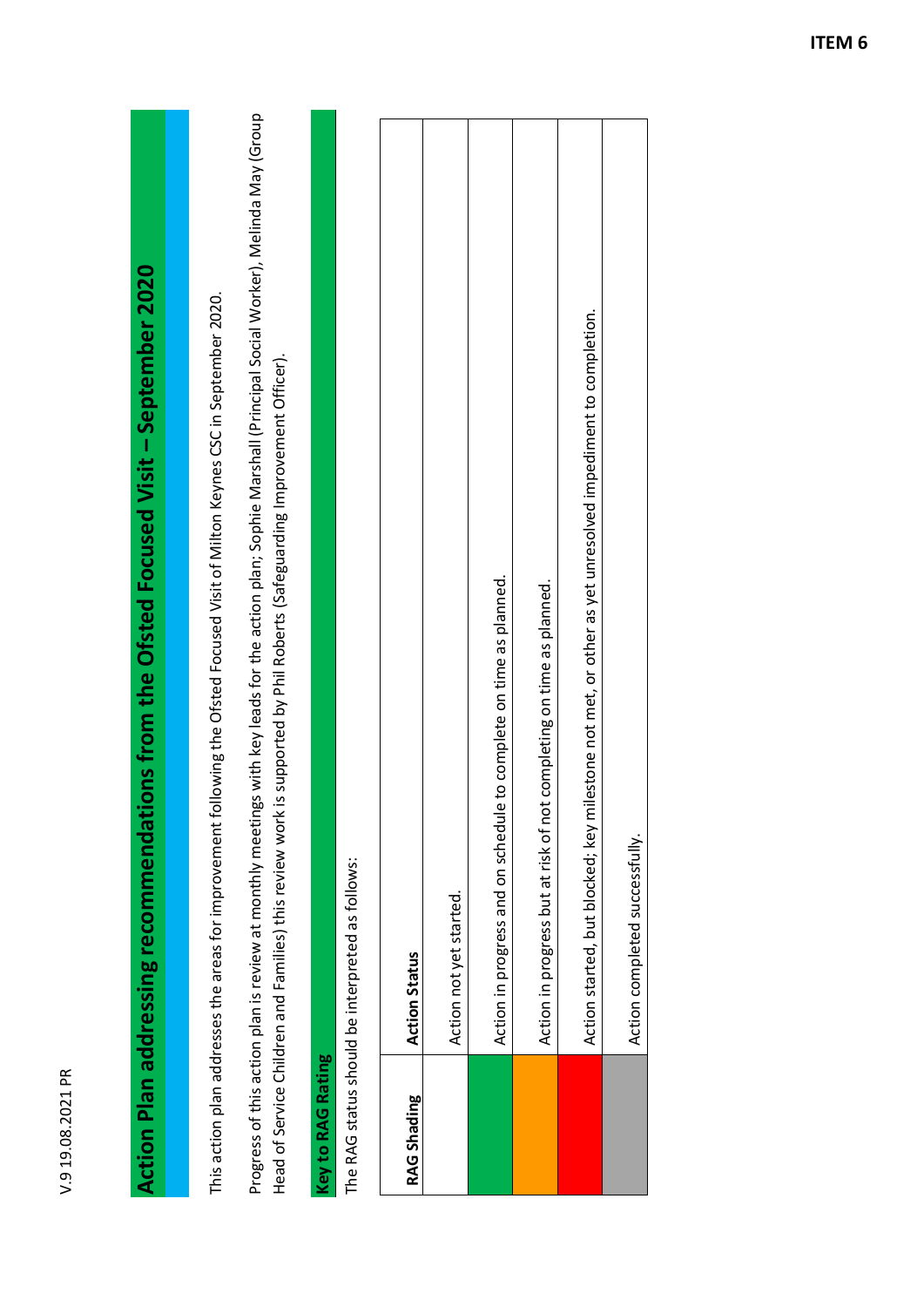V.9 19.08.2021 PR

# Action Plan addressing recommendations from the Ofsted Focused Visit – September 2020

This action plan addresses the areas for improvement following the Ofsted Focused Visit of Milton Keynes CSC in September 2020.

Progress of this action plan is review at monthly meetings with key leads for the action plan; Sophie Marshall (Principal Social Worker), Melinda May (Group Head of Service Children and Families) this review work is supported by Phil Roberts (Safeguarding Improvement Officer).

## Key to RAG Rating

The RAG status should be interpreted as follows:

| RAG Shading | Action Status |
|---|---|
| (White) | Action not yet started. |
| (Green) | Action in progress and on schedule to complete on time as planned. |
| (Amber) | Action in progress but at risk of not completing on time as planned. |
| (Red) | Action started, but blocked; key milestone not met, or other as yet unresolved impediment to completion. |
| (Grey) | Action completed successfully. |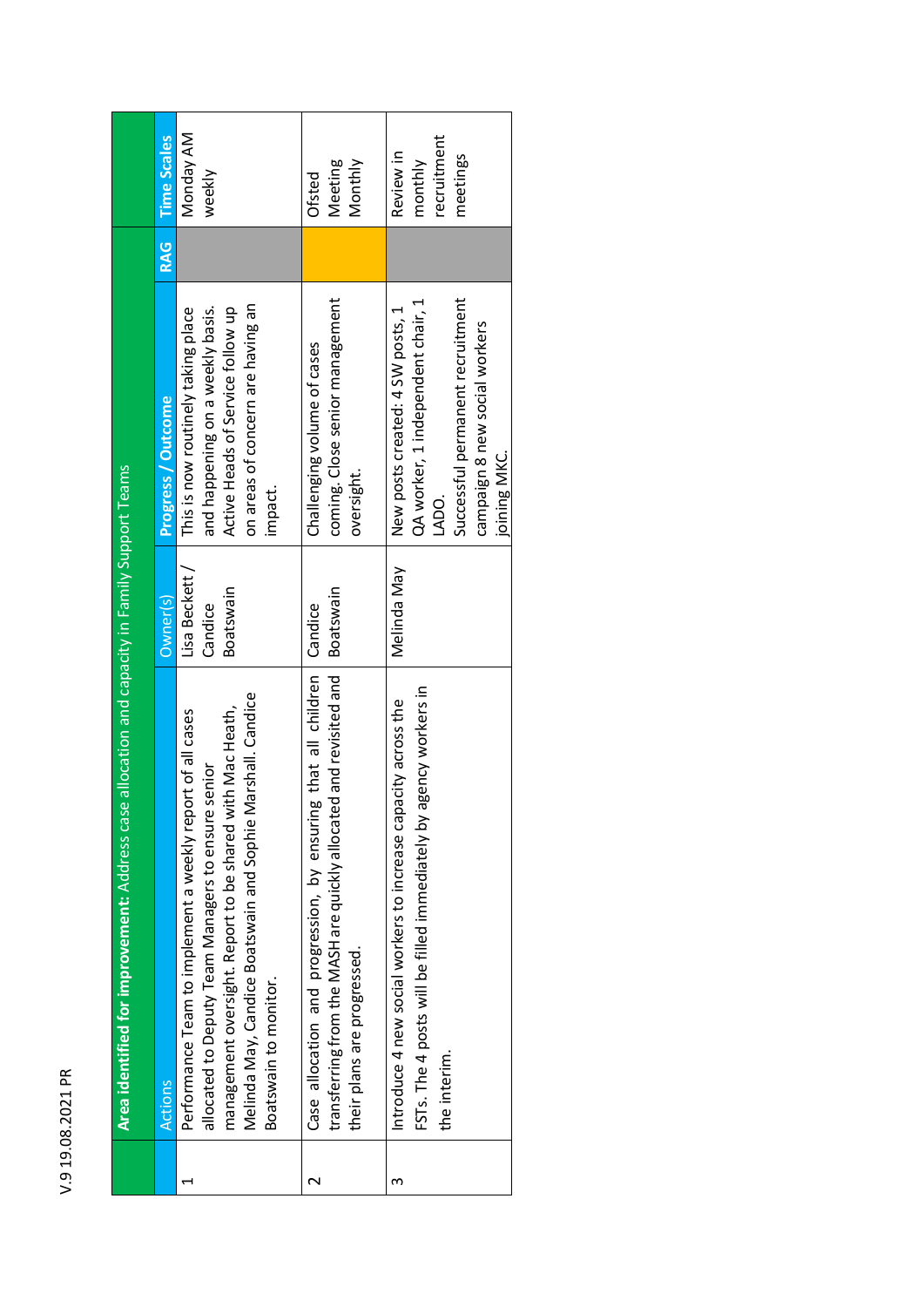V.9 19.08.2021 PR

| | **Area identified for improvement:** Address case allocation and capacity in Family Support Teams | | | | |
|---|---|---|---|---|---|
| | **Actions** | **Owner(s)** | **Progress / Outcome** | **RAG** | **Time Scales** |
| 1 | Performance Team to implement a weekly report of all cases allocated to Deputy Team Managers to ensure senior management oversight. Report to be shared with Mac Heath, Melinda May, Candice Boatswain and Sophie Marshall. Candice Boatswain to monitor. | Lisa Beckett / Candice Boatswain | This is now routinely taking place and happening on a weekly basis. Active Heads of Service follow up on areas of concern are having an impact. | | Monday AM weekly |
| 2 | Case allocation and progression, by ensuring that all children transferring from the MASH are quickly allocated and revisited and their plans are progressed. | Candice Boatswain | Challenging volume of cases coming. Close senior management oversight. | | Ofsted Meeting Monthly |
| 3 | Introduce 4 new social workers to increase capacity across the FSTs. The 4 posts will be filled immediately by agency workers in the interim. | Melinda May | New posts created: 4 SW posts, 1 QA worker, 1 independent chair, 1 LADO. Successful permanent recruitment campaign 8 new social workers joining MKC. | | Review in monthly recruitment meetings |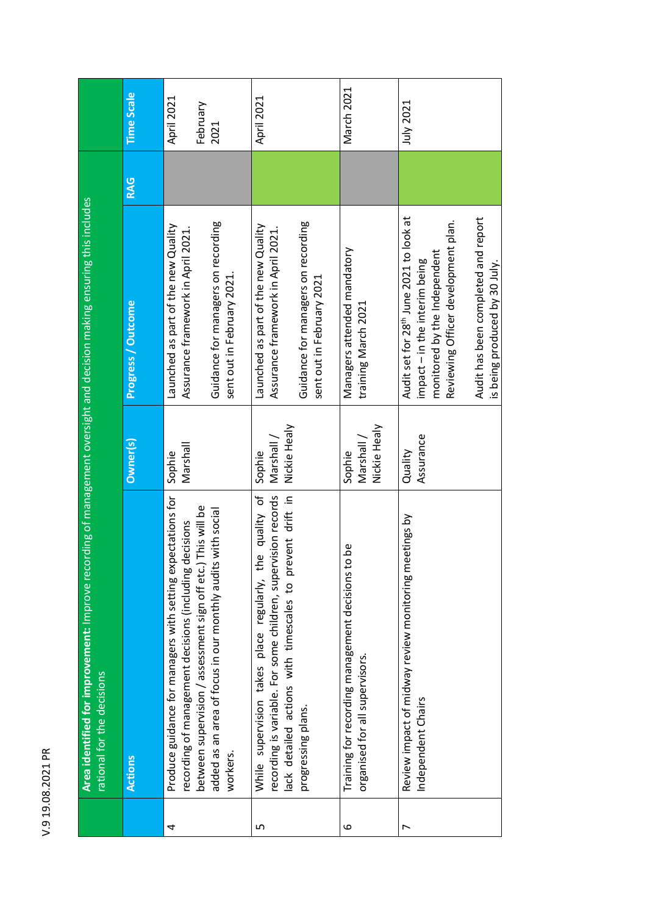V.9 19.08.2021 PR

| | **Area identified for improvement:** Improve recording of management oversight and decision making ensuring this includes rational for the decisions | | | | |
|---|---|---|---|---|---|
| | **Actions** | **Owner(s)** | **Progress / Outcome** | **RAG** | **Time Scale** |
| 4 | Produce guidance for managers with setting expectations for recording of management decisions (including decisions between supervision / assessment sign off etc.) This will be added as an area of focus in our monthly audits with social workers. | Sophie Marshall | Launched as part of the new Quality Assurance framework in April 2021.<br><br>Guidance for managers on recording sent out in February 2021. | Grey | April 2021<br><br>February 2021 |
| 5 | While supervision takes place regularly, the quality of recording is variable. For some children, supervision records lack detailed actions with timescales to prevent drift in progressing plans. | Sophie Marshall / Nickie Healy | Launched as part of the new Quality Assurance framework in April 2021.<br><br>Guidance for managers on recording sent out in February 2021 | Green | April 2021 |
| 6 | Training for recording management decisions to be organised for all supervisors. | Sophie Marshall / Nickie Healy | Managers attended mandatory training March 2021 | Grey | March 2021 |
| 7 | Review impact of midway review monitoring meetings by Independent Chairs | Quality Assurance | Audit set for 28th June 2021 to look at impact – in the interim being monitored by the Independent Reviewing Officer development plan.<br><br>Audit has been completed and report is being produced by 30 July. | Green | July 2021 |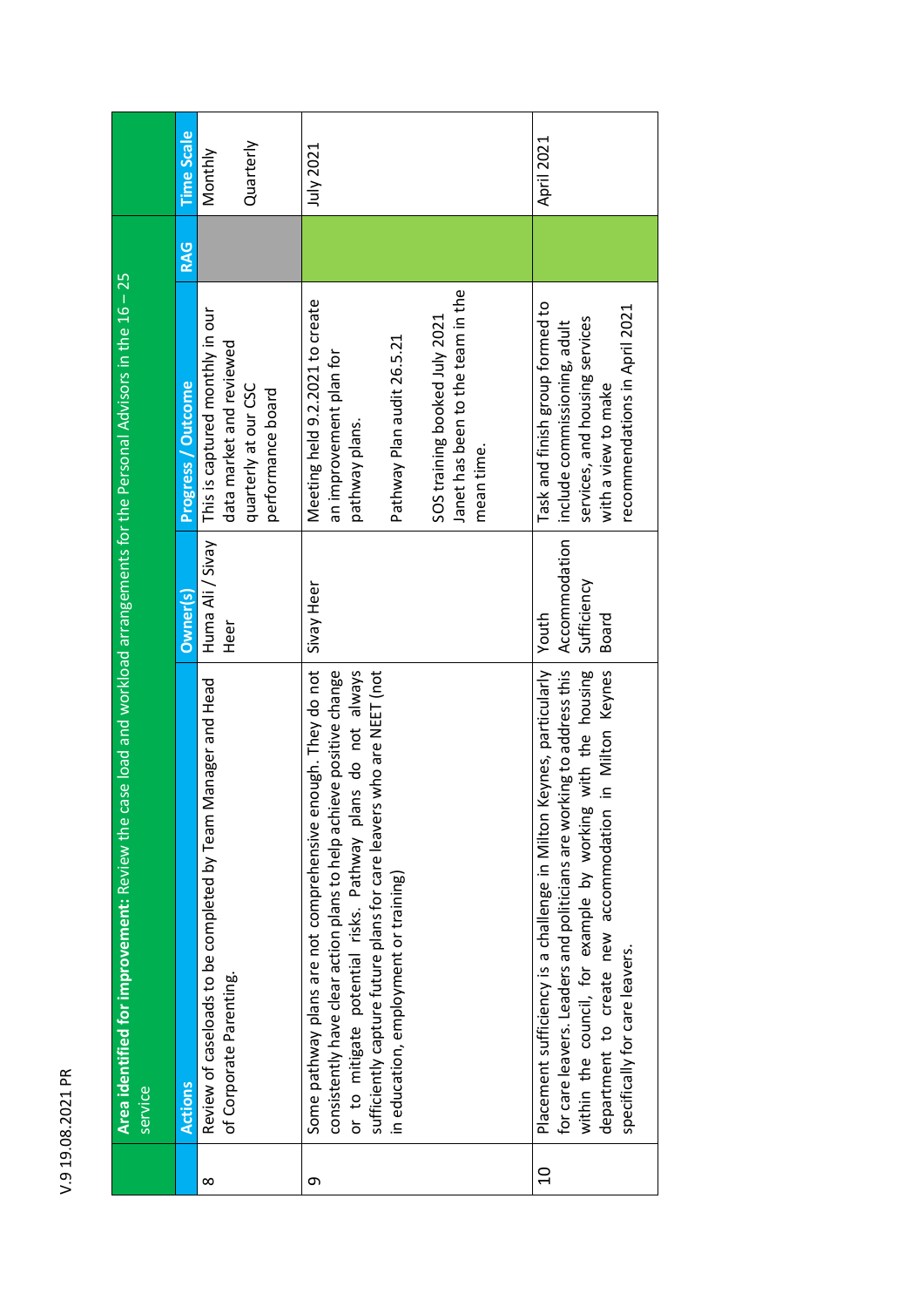V.9 19.08.2021 PR

| | **Area identified for improvement:** Review the case load and workload arrangements for the Personal Advisors in the 16 – 25 service | | | | |
|---|---|---|---|---|---|
| | **Actions** | **Owner(s)** | **Progress / Outcome** | **RAG** | **Time Scale** |
| 8 | Review of caseloads to be completed by Team Manager and Head of Corporate Parenting. | Huma Ali / Sivay Heer | This is captured monthly in our data market and reviewed quarterly at our CSC performance board | | Monthly<br><br>Quarterly |
| 9 | Some pathway plans are not comprehensive enough. They do not consistently have clear action plans to help achieve positive change or to mitigate potential risks. Pathway plans do not always sufficiently capture future plans for care leavers who are NEET (not in education, employment or training) | Sivay Heer | Meeting held 9.2.2021 to create an improvement plan for pathway plans.<br><br>Pathway Plan audit 26.5.21<br><br>SOS training booked July 2021 Janet has been to the team in the mean time. | | July 2021 |
| 10 | Placement sufficiency is a challenge in Milton Keynes, particularly for care leavers. Leaders and politicians are working to address this within the council, for example by working with the housing department to create new accommodation in Milton Keynes specifically for care leavers. | Youth Accommodation Sufficiency Board | Task and finish group formed to include commissioning, adult services, and housing services with a view to make recommendations in April 2021 | | April 2021 |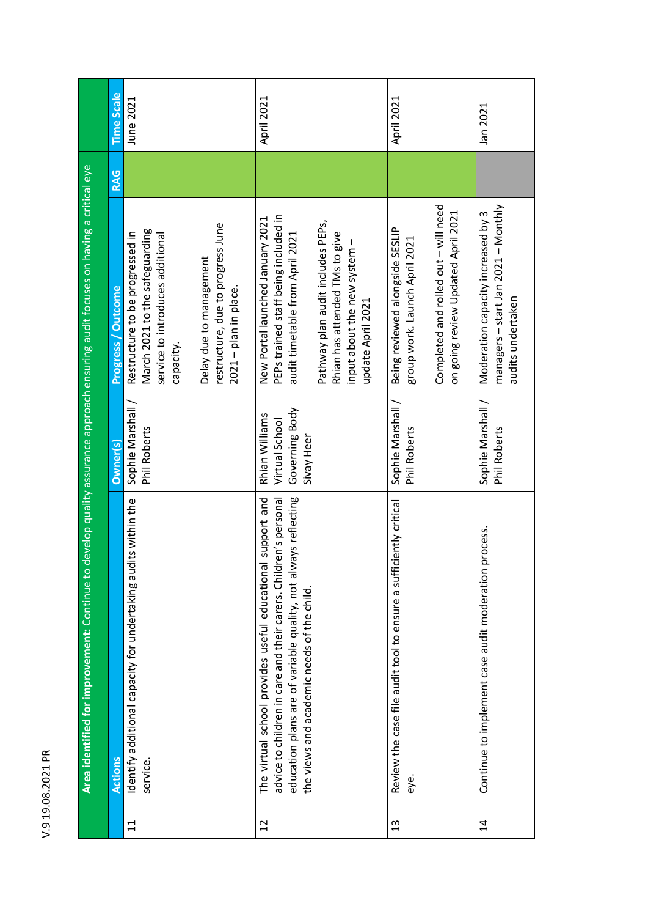V.9 19.08.2021 PR

| | **Area identified for improvement:** Continue to develop quality assurance approach ensuring audit focuses on having a critical eye | | | | |
|---|---|---|---|---|---|
| | **Actions** | **Owner(s)** | **Progress / Outcome** | **RAG** | **Time Scale** |
| 11 | Identify additional capacity for undertaking audits within the service. | Sophie Marshall / Phil Roberts | Restructure to be progressed in March 2021 to the safeguarding service to introduces additional capacity.<br><br>Delay due to management restructure, due to progress June 2021 – plan in place. | Green | June 2021 |
| 12 | The virtual school provides useful educational support and advice to children in care and their carers. Children's personal education plans are of variable quality, not always reflecting the views and academic needs of the child. | Rhian Williams<br>Virtual School Governing Body<br>Sivay Heer | New Portal launched January 2021 PEPs trained staff being included in audit timetable from April 2021<br><br>Pathway plan audit includes PEPs, Rhian has attended TMs to give input about the new system – update April 2021 | Green | April 2021 |
| 13 | Review the case file audit tool to ensure a sufficiently critical eye. | Sophie Marshall / Phil Roberts | Being reviewed alongside SESLIP group work. Launch April 2021<br><br>Completed and rolled out – will need on going review Updated April 2021 | Green | April 2021 |
| 14 | Continue to implement case audit moderation process. | Sophie Marshall / Phil Roberts | Moderation capacity increased by 3 managers – start Jan 2021 – Monthly audits undertaken | Grey | Jan 2021 |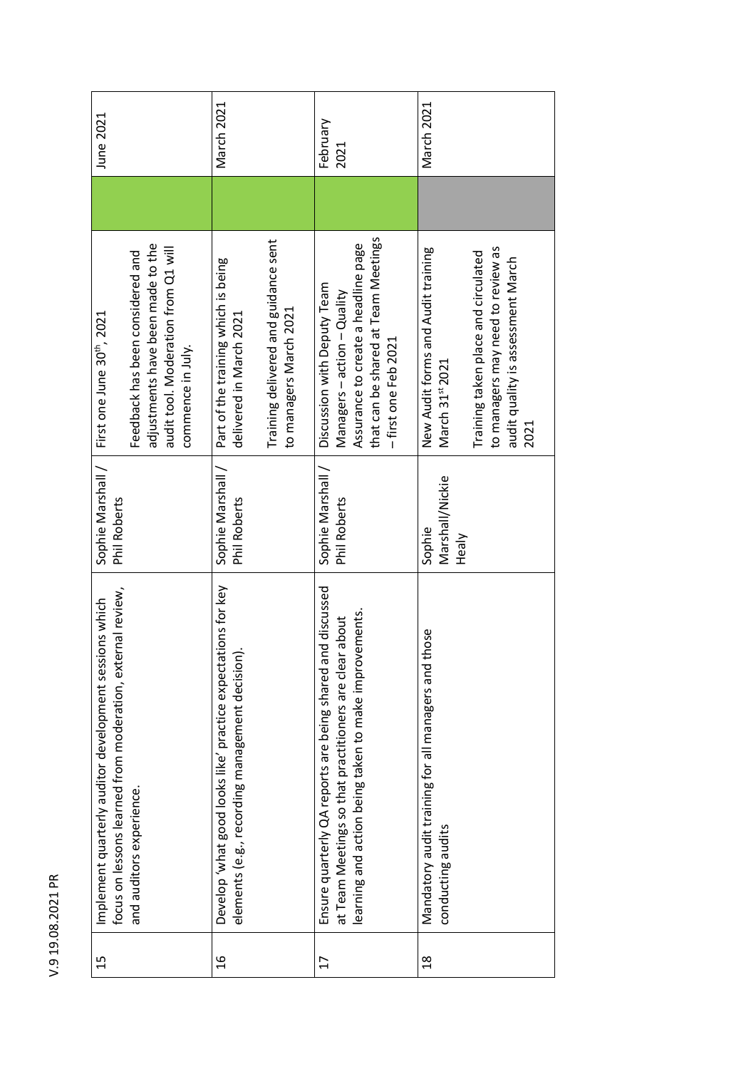| 15 | Implement quarterly auditor development sessions which focus on lessons learned from moderation, external review, and auditors experience. | Sophie Marshall / Phil Roberts | First one June 30th, 2021<br><br>Feedback has been considered and adjustments have been made to the audit tool. Moderation from Q1 will commence in July. | | June 2021 |
|---|---|---|---|---|---|
| 16 | Develop 'what good looks like' practice expectations for key elements (e.g., recording management decision). | Sophie Marshall / Phil Roberts | Part of the training which is being delivered in March 2021<br><br>Training delivered and guidance sent to managers March 2021 | | March 2021 |
| 17 | Ensure quarterly QA reports are being shared and discussed at Team Meetings so that practitioners are clear about learning and action being taken to make improvements. | Sophie Marshall / Phil Roberts | Discussion with Deputy Team Managers – action – Quality Assurance to create a headline page that can be shared at Team Meetings – first one Feb 2021 | | February 2021 |
| 18 | Mandatory audit training for all managers and those conducting audits | Sophie Marshall/Nickie Healy | New Audit forms and Audit training March 31st 2021<br><br>Training taken place and circulated to managers may need to review as audit quality is assessment March 2021 | | March 2021 |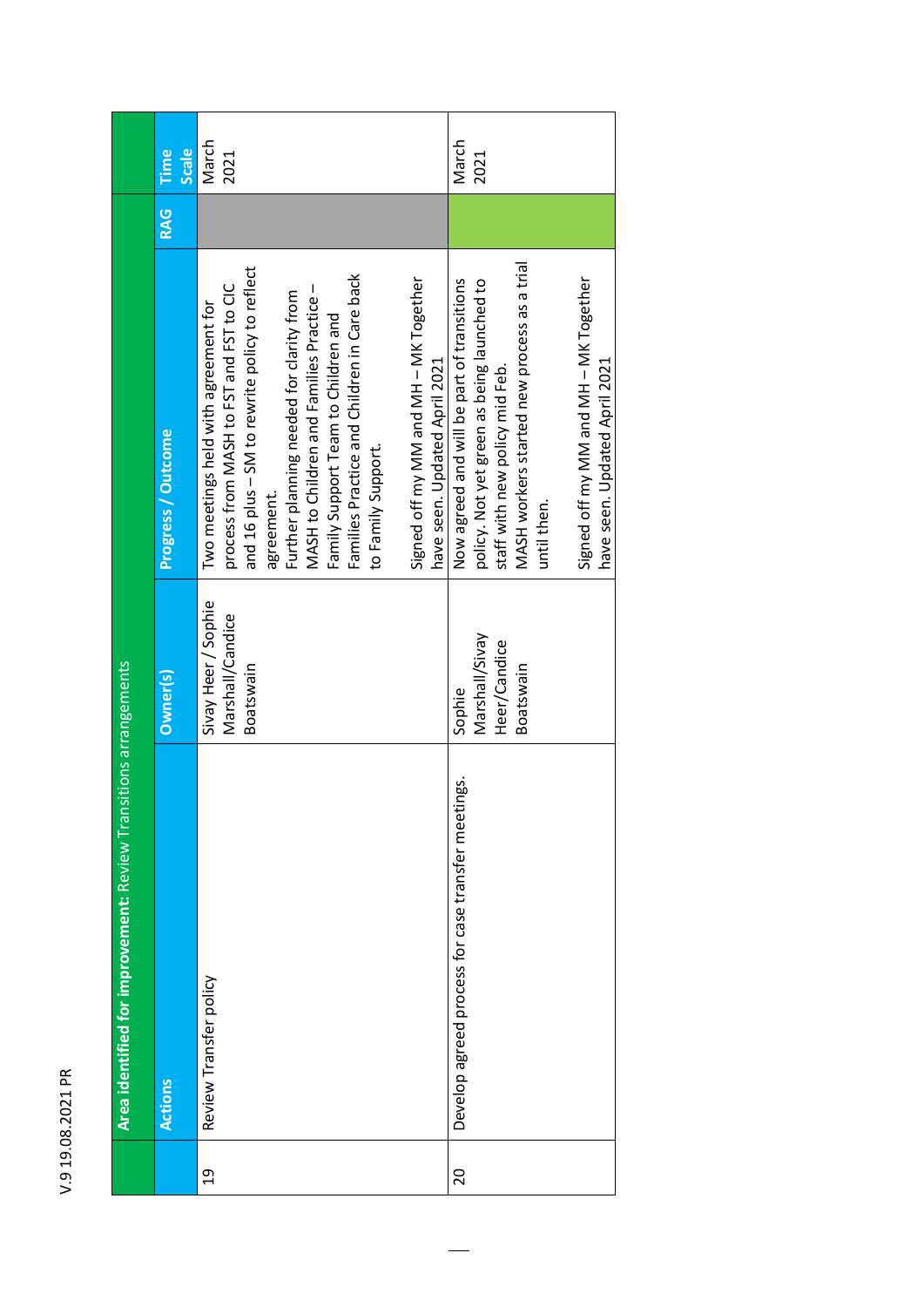| | **Area identified for improvement:** Review Transitions arrangements | | | | |
|---|---|---|---|---|---|
| | **Actions** | **Owner(s)** | **Progress / Outcome** | **RAG** | **Time Scale** |
| 19 | Review Transfer policy | Sivay Heer / Sophie Marshall/Candice Boatswain | Two meetings held with agreement for process from MASH to FST and FST to CIC and 16 plus – SM to rewrite policy to reflect agreement.<br>Further planning needed for clarity from MASH to Children and Families Practice – Family Support Team to Children and Families Practice and Children in Care back to Family Support.<br><br>Signed off my MM and MH – MK Together have seen. Updated April 2021 | | March 2021 |
| 20 | Develop agreed process for case transfer meetings. | Sophie Marshall/Sivay Heer/Candice Boatswain | Now agreed and will be part of transitions policy. Not yet green as being launched to staff with new policy mid Feb.<br>MASH workers started new process as a trial until then.<br><br>Signed off my MM and MH – MK Together have seen. Updated April 2021 | | March 2021 |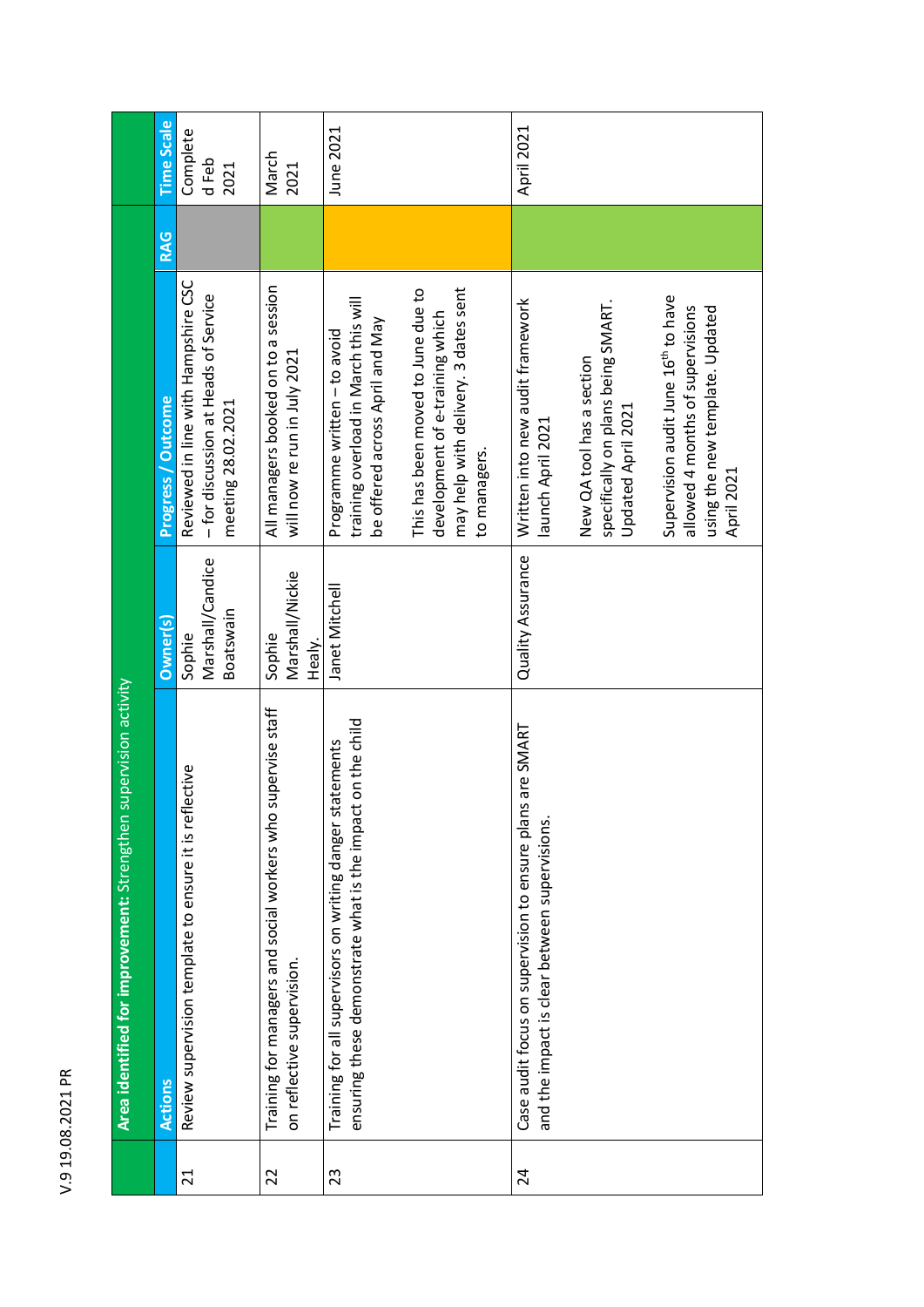V.9 19.08.2021 PR

| | **Area identified for improvement:** Strengthen supervision activity | | | | |
|---|---|---|---|---|---|
| | **Actions** | **Owner(s)** | **Progress / Outcome** | **RAG** | **Time Scale** |
| 21 | Review supervision template to ensure it is reflective | Sophie Marshall/Candice Boatswain | Reviewed in line with Hampshire CSC – for discussion at Heads of Service meeting 28.02.2021 | | Completed Feb 2021 |
| 22 | Training for managers and social workers who supervise staff on reflective supervision. | Sophie Marshall/Nickie Healy. | All managers booked on to a session will now re run in July 2021 | | March 2021 |
| 23 | Training for all supervisors on writing danger statements ensuring these demonstrate what is the impact on the child | Janet Mitchell | Programme written – to avoid training overload in March this will be offered across April and May<br><br>This has been moved to June due to development of e-training which may help with delivery. 3 dates sent to managers. | | June 2021 |
| 24 | Case audit focus on supervision to ensure plans are SMART and the impact is clear between supervisions. | Quality Assurance | Written into new audit framework launch April 2021<br><br>New QA tool has a section specifically on plans being SMART. Updated April 2021<br><br>Supervision audit June 16th to have allowed 4 months of supervisions using the new template. Updated April 2021 | | April 2021 |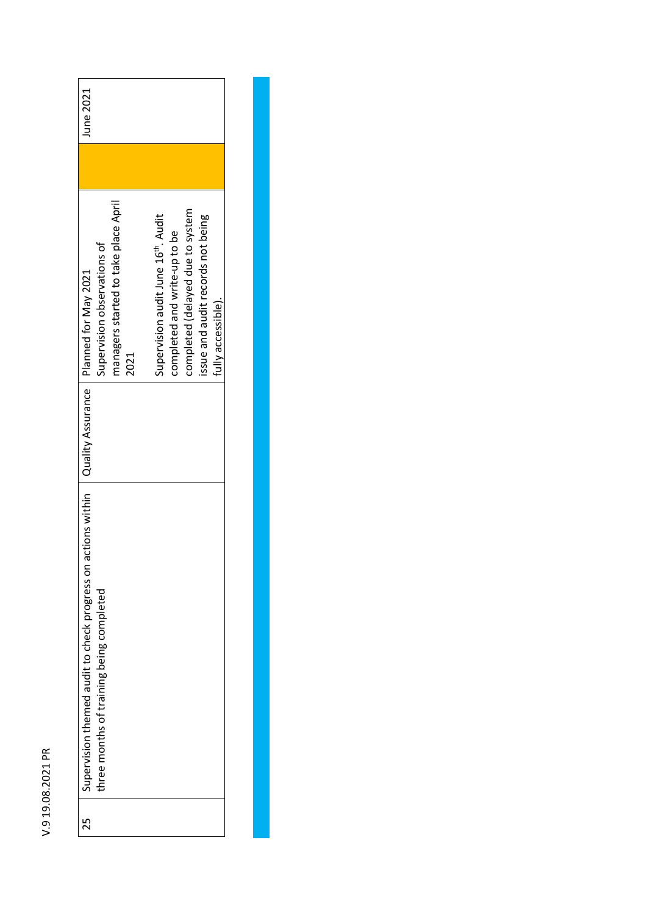| | | | | | |
|---|---|---|---|---|---|
| 25 | Supervision themed audit to check progress on actions within three months of training being completed | Quality Assurance | Planned for May 2021<br>Supervision observations of managers started to take place April 2021<br><br>Supervision audit June 16th. Audit completed and write-up to be completed (delayed due to system issue and audit records not being fully accessible). | | June 2021 |